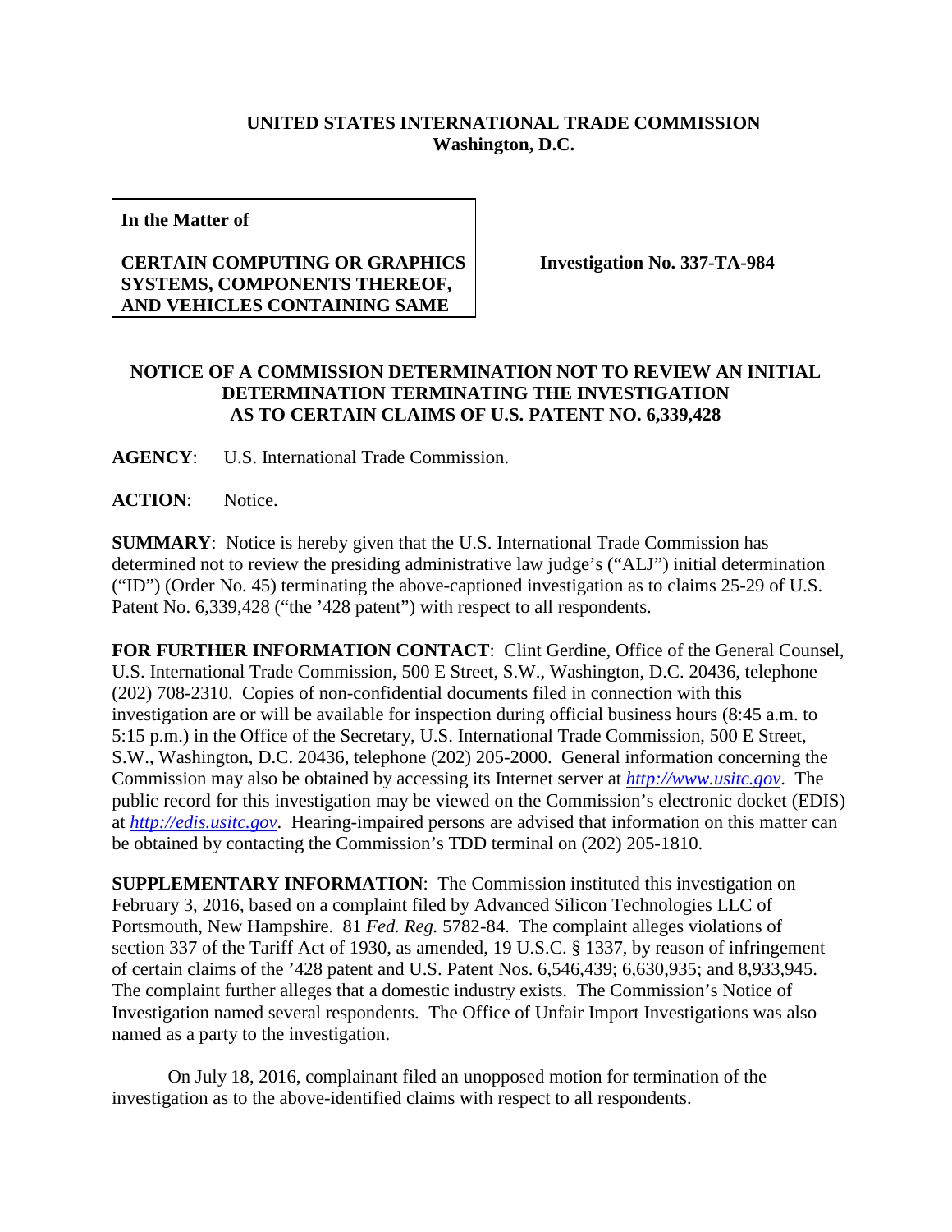**UNITED STATES INTERNATIONAL TRADE COMMISSION**
**Washington, D.C.**

| **In the Matter of** <br><br> **CERTAIN COMPUTING OR GRAPHICS SYSTEMS, COMPONENTS THEREOF, AND VEHICLES CONTAINING SAME** | **Investigation No. 337-TA-984** |
|---|---|

**NOTICE OF A COMMISSION DETERMINATION NOT TO REVIEW AN INITIAL DETERMINATION TERMINATING THE INVESTIGATION AS TO CERTAIN CLAIMS OF U.S. PATENT NO. 6,339,428**

**AGENCY**: U.S. International Trade Commission.

**ACTION**: Notice.

**SUMMARY**: Notice is hereby given that the U.S. International Trade Commission has determined not to review the presiding administrative law judge's ("ALJ") initial determination ("ID") (Order No. 45) terminating the above-captioned investigation as to claims 25-29 of U.S. Patent No. 6,339,428 ("the '428 patent") with respect to all respondents.

**FOR FURTHER INFORMATION CONTACT**: Clint Gerdine, Office of the General Counsel, U.S. International Trade Commission, 500 E Street, S.W., Washington, D.C. 20436, telephone (202) 708-2310. Copies of non-confidential documents filed in connection with this investigation are or will be available for inspection during official business hours (8:45 a.m. to 5:15 p.m.) in the Office of the Secretary, U.S. International Trade Commission, 500 E Street, S.W., Washington, D.C. 20436, telephone (202) 205-2000. General information concerning the Commission may also be obtained by accessing its Internet server at *http://www.usitc.gov*. The public record for this investigation may be viewed on the Commission's electronic docket (EDIS) at *http://edis.usitc.gov*. Hearing-impaired persons are advised that information on this matter can be obtained by contacting the Commission's TDD terminal on (202) 205-1810.

**SUPPLEMENTARY INFORMATION**: The Commission instituted this investigation on February 3, 2016, based on a complaint filed by Advanced Silicon Technologies LLC of Portsmouth, New Hampshire. 81 *Fed. Reg.* 5782-84. The complaint alleges violations of section 337 of the Tariff Act of 1930, as amended, 19 U.S.C. § 1337, by reason of infringement of certain claims of the '428 patent and U.S. Patent Nos. 6,546,439; 6,630,935; and 8,933,945. The complaint further alleges that a domestic industry exists. The Commission's Notice of Investigation named several respondents. The Office of Unfair Import Investigations was also named as a party to the investigation.

On July 18, 2016, complainant filed an unopposed motion for termination of the investigation as to the above-identified claims with respect to all respondents.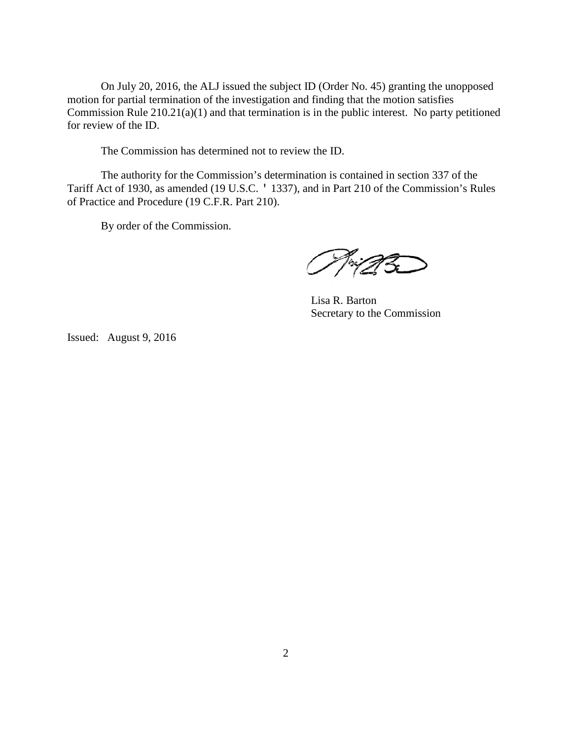On July 20, 2016, the ALJ issued the subject ID (Order No. 45) granting the unopposed motion for partial termination of the investigation and finding that the motion satisfies Commission Rule 210.21(a)(1) and that termination is in the public interest. No party petitioned for review of the ID.

The Commission has determined not to review the ID.

The authority for the Commission's determination is contained in section 337 of the Tariff Act of 1930, as amended (19 U.S.C. ' 1337), and in Part 210 of the Commission's Rules of Practice and Procedure (19 C.F.R. Part 210).

By order of the Commission.

Lisa R. Barton
Secretary to the Commission

Issued: August 9, 2016